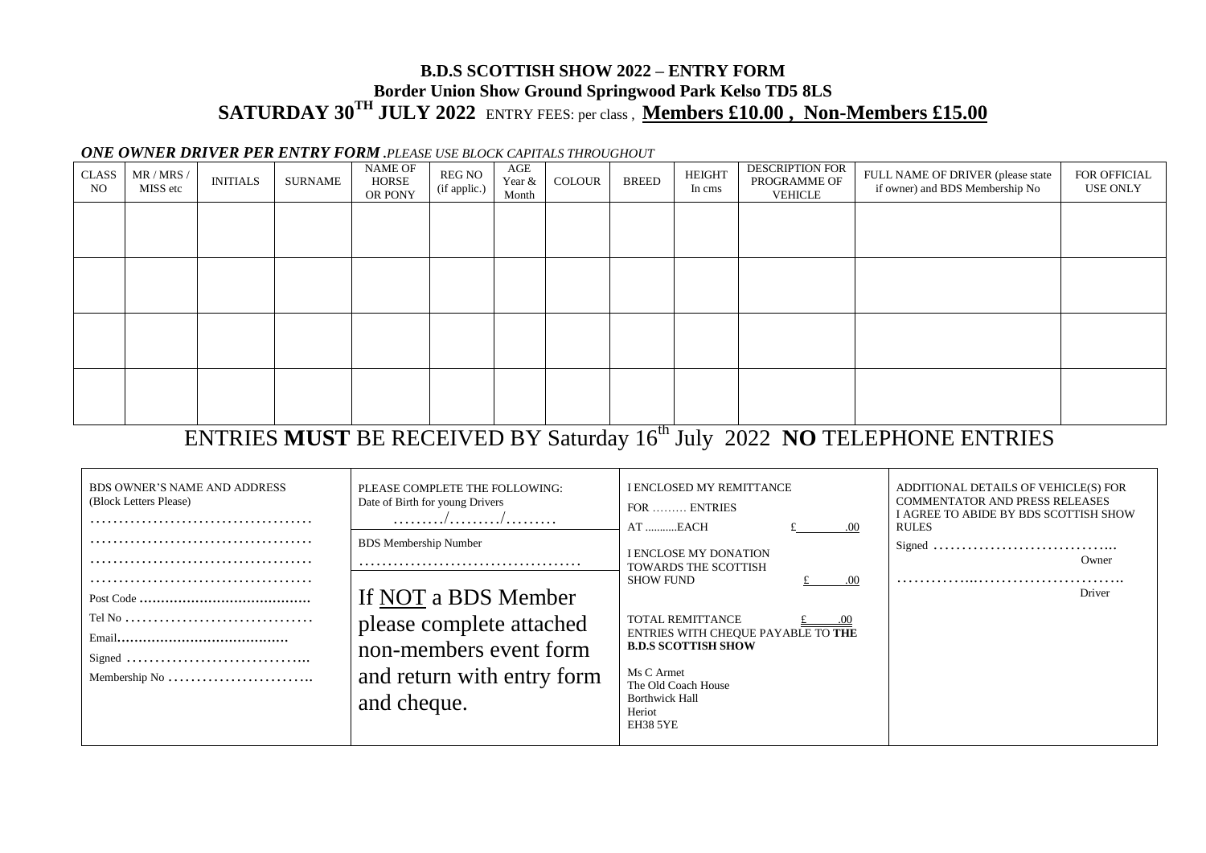# B.D.S SCOTTISH SHOW 2022 – ENTRY FORM

**Border Union Show Ground Springwood Park Kelso TD5 8LS**

**SATURDAY 30TH JULY 2022** ENTRY FEES: per class , **Members £10.00 , Non-Members £15.00**

***ONE OWNER DRIVER PER ENTRY FORM** .PLEASE USE BLOCK CAPITALS THROUGHOUT*

| CLASS NO | MR / MRS / MISS etc | INITIALS | SURNAME | NAME OF HORSE OR PONY | REG NO (if applic.) | AGE Year & Month | COLOUR | BREED | HEIGHT In cms | DESCRIPTION FOR PROGRAMME OF VEHICLE | FULL NAME OF DRIVER (please state if owner) and BDS Membership No | FOR OFFICIAL USE ONLY |
|---|---|---|---|---|---|---|---|---|---|---|---|---|
| | | | | | | | | | | | | |
| | | | | | | | | | | | | |
| | | | | | | | | | | | | |
| | | | | | | | | | | | | |

## ENTRIES **MUST** BE RECEIVED BY Saturday 16th July 2022 **NO** TELEPHONE ENTRIES

BDS OWNER'S NAME AND ADDRESS
(Block Letters Please)

……………………………………

……………………………………

……………………………………

……………………………………

Post Code ……………………………………

Tel No ………………………………

Email……………………………………

Signed ……………………………..

Membership No ……………………..

PLEASE COMPLETE THE FOLLOWING:
Date of Birth for young Drivers

………/………/………

BDS Membership Number

……………………………………

If NOT a BDS Member please complete attached non-members event form and return with entry form and cheque.

I ENCLOSED MY REMITTANCE

FOR ……… ENTRIES

AT ...........EACH £ .00

I ENCLOSE MY DONATION TOWARDS THE SCOTTISH SHOW FUND £ .00

TOTAL REMITTANCE £ .00

ENTRIES WITH CHEQUE PAYABLE TO **THE B.D.S SCOTTISH SHOW**

Ms C Armet
The Old Coach House
Borthwick Hall
Heriot
EH38 5YE

ADDITIONAL DETAILS OF VEHICLE(S) FOR COMMENTATOR AND PRESS RELEASES

I AGREE TO ABIDE BY BDS SCOTTISH SHOW RULES

Signed …………………………….. Owner

…………..…………………….. Driver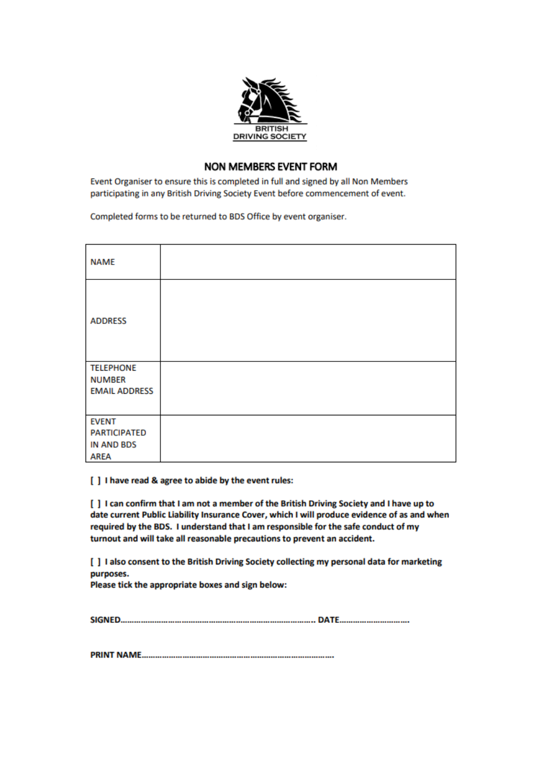BRITISH
DRIVING SOCIETY

## NON MEMBERS EVENT FORM

Event Organiser to ensure this is completed in full and signed by all Non Members participating in any British Driving Society Event before commencement of event.

Completed forms to be returned to BDS Office by event organiser.

| | |
|---|---|
| NAME | |
| ADDRESS | |
| TELEPHONE NUMBER EMAIL ADDRESS | |
| EVENT PARTICIPATED IN AND BDS AREA | |

**[ ] I have read & agree to abide by the event rules:**

**[ ] I can confirm that I am not a member of the British Driving Society and I have up to date current Public Liability Insurance Cover, which I will produce evidence of as and when required by the BDS. I understand that I am responsible for the safe conduct of my turnout and will take all reasonable precautions to prevent an accident.**

**[ ] I also consent to the British Driving Society collecting my personal data for marketing purposes.**
**Please tick the appropriate boxes and sign below:**

**SIGNED………………………………………………………………………….. DATE…………………………..**

**PRINT NAME…………………………………………………………………………**